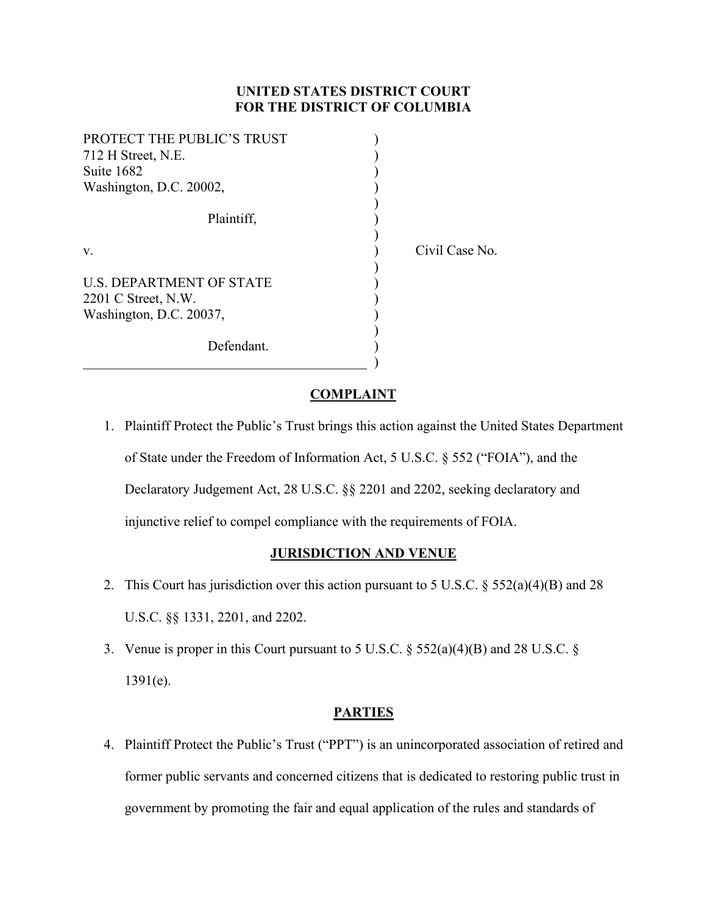**UNITED STATES DISTRICT COURT**
**FOR THE DISTRICT OF COLUMBIA**

PROTECT THE PUBLIC'S TRUST
712 H Street, N.E.
Suite 1682
Washington, D.C. 20002,

Plaintiff,

v.

U.S. DEPARTMENT OF STATE
2201 C Street, N.W.
Washington, D.C. 20037,

Defendant.

Civil Case No.

## COMPLAINT

1. Plaintiff Protect the Public's Trust brings this action against the United States Department of State under the Freedom of Information Act, 5 U.S.C. § 552 ("FOIA"), and the Declaratory Judgement Act, 28 U.S.C. §§ 2201 and 2202, seeking declaratory and injunctive relief to compel compliance with the requirements of FOIA.

## JURISDICTION AND VENUE

2. This Court has jurisdiction over this action pursuant to 5 U.S.C. § 552(a)(4)(B) and 28 U.S.C. §§ 1331, 2201, and 2202.

3. Venue is proper in this Court pursuant to 5 U.S.C. § 552(a)(4)(B) and 28 U.S.C. § 1391(e).

## PARTIES

4. Plaintiff Protect the Public's Trust ("PPT") is an unincorporated association of retired and former public servants and concerned citizens that is dedicated to restoring public trust in government by promoting the fair and equal application of the rules and standards of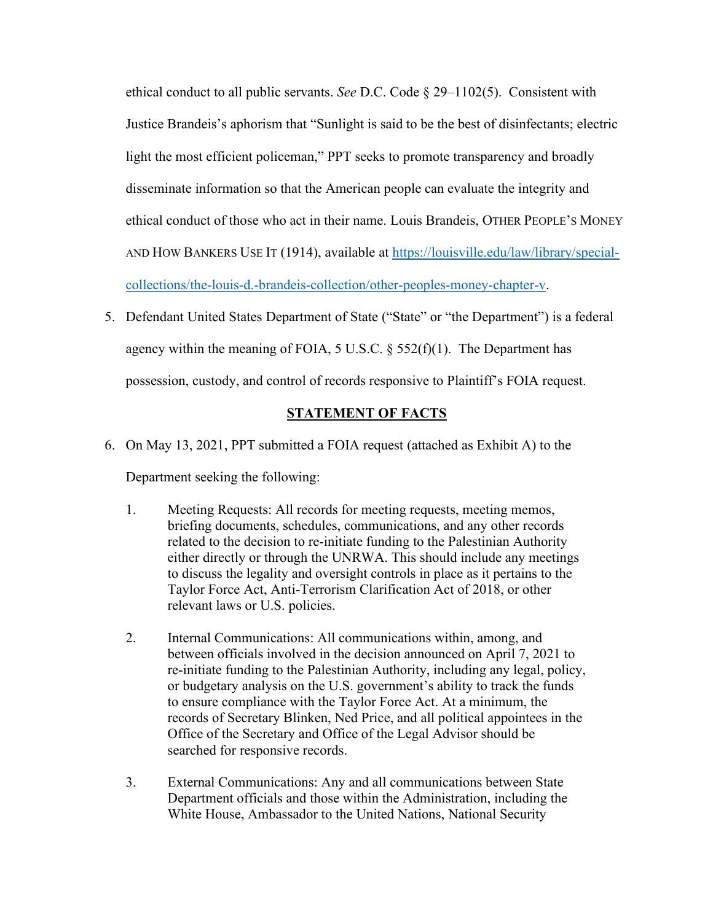ethical conduct to all public servants. *See* D.C. Code § 29–1102(5). Consistent with Justice Brandeis's aphorism that "Sunlight is said to be the best of disinfectants; electric light the most efficient policeman," PPT seeks to promote transparency and broadly disseminate information so that the American people can evaluate the integrity and ethical conduct of those who act in their name. Louis Brandeis, OTHER PEOPLE'S MONEY AND HOW BANKERS USE IT (1914), available at [https://louisville.edu/law/library/special-collections/the-louis-d.-brandeis-collection/other-peoples-money-chapter-v](https://louisville.edu/law/library/special-collections/the-louis-d.-brandeis-collection/other-peoples-money-chapter-v).

5. Defendant United States Department of State ("State" or "the Department") is a federal agency within the meaning of FOIA, 5 U.S.C. § 552(f)(1). The Department has possession, custody, and control of records responsive to Plaintiff's FOIA request.

## STATEMENT OF FACTS

6. On May 13, 2021, PPT submitted a FOIA request (attached as Exhibit A) to the Department seeking the following:

   1. Meeting Requests: All records for meeting requests, meeting memos, briefing documents, schedules, communications, and any other records related to the decision to re-initiate funding to the Palestinian Authority either directly or through the UNRWA. This should include any meetings to discuss the legality and oversight controls in place as it pertains to the Taylor Force Act, Anti-Terrorism Clarification Act of 2018, or other relevant laws or U.S. policies.

   2. Internal Communications: All communications within, among, and between officials involved in the decision announced on April 7, 2021 to re-initiate funding to the Palestinian Authority, including any legal, policy, or budgetary analysis on the U.S. government's ability to track the funds to ensure compliance with the Taylor Force Act. At a minimum, the records of Secretary Blinken, Ned Price, and all political appointees in the Office of the Secretary and Office of the Legal Advisor should be searched for responsive records.

   3. External Communications: Any and all communications between State Department officials and those within the Administration, including the White House, Ambassador to the United Nations, National Security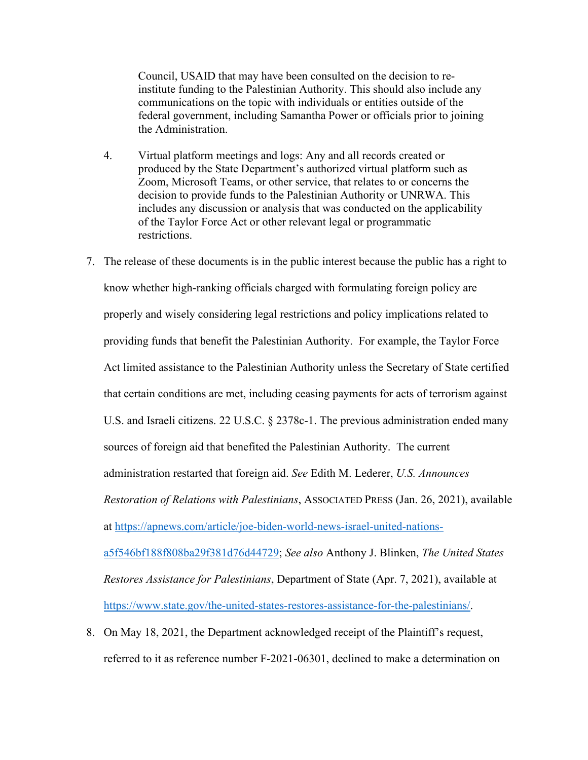Council, USAID that may have been consulted on the decision to re-institute funding to the Palestinian Authority. This should also include any communications on the topic with individuals or entities outside of the federal government, including Samantha Power or officials prior to joining the Administration.

4. Virtual platform meetings and logs: Any and all records created or produced by the State Department's authorized virtual platform such as Zoom, Microsoft Teams, or other service, that relates to or concerns the decision to provide funds to the Palestinian Authority or UNRWA. This includes any discussion or analysis that was conducted on the applicability of the Taylor Force Act or other relevant legal or programmatic restrictions.

7. The release of these documents is in the public interest because the public has a right to know whether high-ranking officials charged with formulating foreign policy are properly and wisely considering legal restrictions and policy implications related to providing funds that benefit the Palestinian Authority. For example, the Taylor Force Act limited assistance to the Palestinian Authority unless the Secretary of State certified that certain conditions are met, including ceasing payments for acts of terrorism against U.S. and Israeli citizens. 22 U.S.C. § 2378c-1. The previous administration ended many sources of foreign aid that benefited the Palestinian Authority. The current administration restarted that foreign aid. *See* Edith M. Lederer, *U.S. Announces Restoration of Relations with Palestinians*, ASSOCIATED PRESS (Jan. 26, 2021), available at https://apnews.com/article/joe-biden-world-news-israel-united-nations-a5f546bf188f808ba29f381d76d44729; *See also* Anthony J. Blinken, *The United States Restores Assistance for Palestinians*, Department of State (Apr. 7, 2021), available at https://www.state.gov/the-united-states-restores-assistance-for-the-palestinians/.

8. On May 18, 2021, the Department acknowledged receipt of the Plaintiff's request, referred to it as reference number F-2021-06301, declined to make a determination on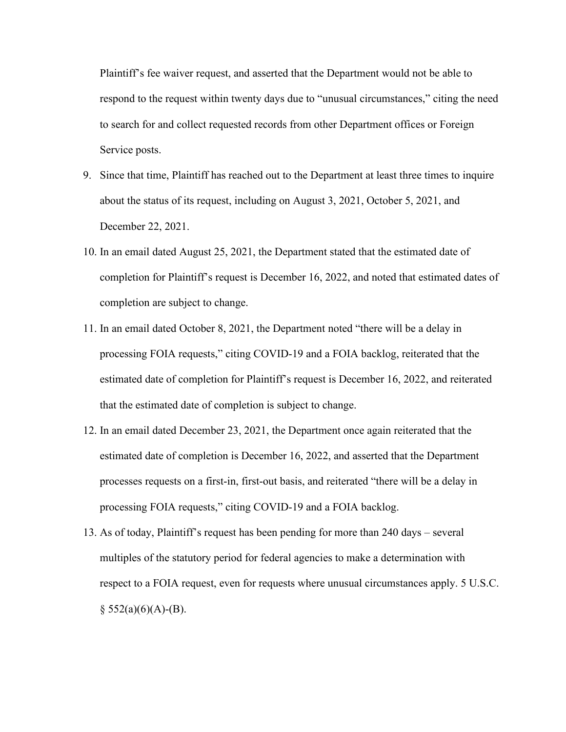Plaintiff's fee waiver request, and asserted that the Department would not be able to respond to the request within twenty days due to "unusual circumstances," citing the need to search for and collect requested records from other Department offices or Foreign Service posts.

9. Since that time, Plaintiff has reached out to the Department at least three times to inquire about the status of its request, including on August 3, 2021, October 5, 2021, and December 22, 2021.
10. In an email dated August 25, 2021, the Department stated that the estimated date of completion for Plaintiff's request is December 16, 2022, and noted that estimated dates of completion are subject to change.
11. In an email dated October 8, 2021, the Department noted "there will be a delay in processing FOIA requests," citing COVID-19 and a FOIA backlog, reiterated that the estimated date of completion for Plaintiff's request is December 16, 2022, and reiterated that the estimated date of completion is subject to change.
12. In an email dated December 23, 2021, the Department once again reiterated that the estimated date of completion is December 16, 2022, and asserted that the Department processes requests on a first-in, first-out basis, and reiterated "there will be a delay in processing FOIA requests," citing COVID-19 and a FOIA backlog.
13. As of today, Plaintiff's request has been pending for more than 240 days – several multiples of the statutory period for federal agencies to make a determination with respect to a FOIA request, even for requests where unusual circumstances apply. 5 U.S.C. § 552(a)(6)(A)-(B).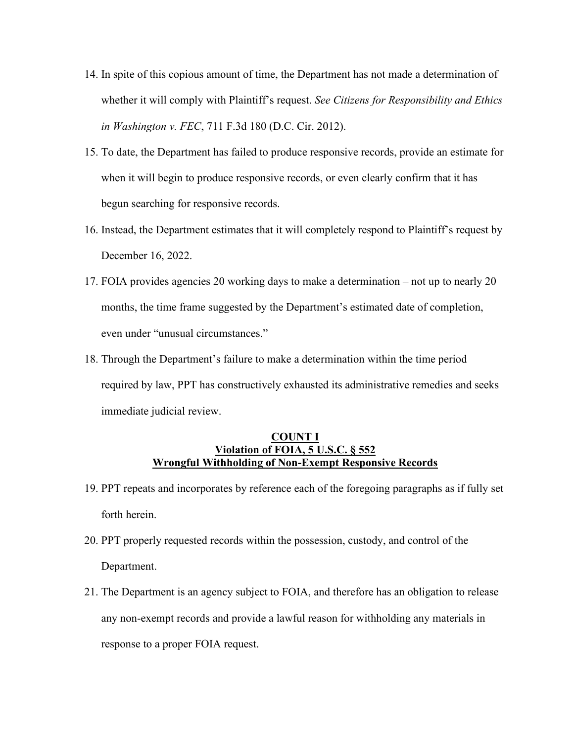14. In spite of this copious amount of time, the Department has not made a determination of whether it will comply with Plaintiff's request. *See Citizens for Responsibility and Ethics in Washington v. FEC*, 711 F.3d 180 (D.C. Cir. 2012).

15. To date, the Department has failed to produce responsive records, provide an estimate for when it will begin to produce responsive records, or even clearly confirm that it has begun searching for responsive records.

16. Instead, the Department estimates that it will completely respond to Plaintiff's request by December 16, 2022.

17. FOIA provides agencies 20 working days to make a determination – not up to nearly 20 months, the time frame suggested by the Department's estimated date of completion, even under "unusual circumstances."

18. Through the Department's failure to make a determination within the time period required by law, PPT has constructively exhausted its administrative remedies and seeks immediate judicial review.

**COUNT I**
**Violation of FOIA, 5 U.S.C. § 552**
**Wrongful Withholding of Non-Exempt Responsive Records**

19. PPT repeats and incorporates by reference each of the foregoing paragraphs as if fully set forth herein.

20. PPT properly requested records within the possession, custody, and control of the Department.

21. The Department is an agency subject to FOIA, and therefore has an obligation to release any non-exempt records and provide a lawful reason for withholding any materials in response to a proper FOIA request.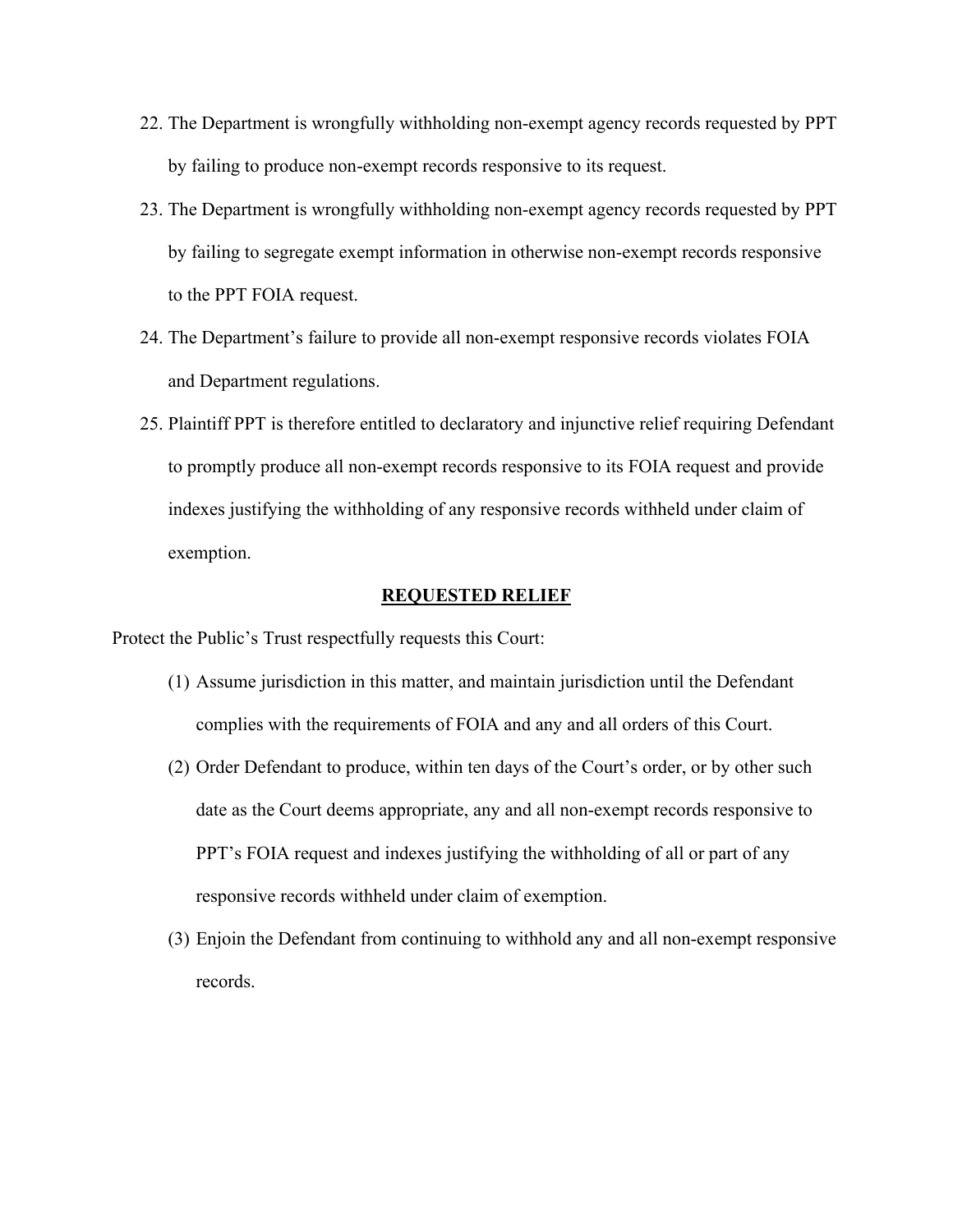22. The Department is wrongfully withholding non-exempt agency records requested by PPT by failing to produce non-exempt records responsive to its request.
23. The Department is wrongfully withholding non-exempt agency records requested by PPT by failing to segregate exempt information in otherwise non-exempt records responsive to the PPT FOIA request.
24. The Department's failure to provide all non-exempt responsive records violates FOIA and Department regulations.
25. Plaintiff PPT is therefore entitled to declaratory and injunctive relief requiring Defendant to promptly produce all non-exempt records responsive to its FOIA request and provide indexes justifying the withholding of any responsive records withheld under claim of exemption.

## REQUESTED RELIEF

Protect the Public's Trust respectfully requests this Court:

(1) Assume jurisdiction in this matter, and maintain jurisdiction until the Defendant complies with the requirements of FOIA and any and all orders of this Court.

(2) Order Defendant to produce, within ten days of the Court's order, or by other such date as the Court deems appropriate, any and all non-exempt records responsive to PPT's FOIA request and indexes justifying the withholding of all or part of any responsive records withheld under claim of exemption.

(3) Enjoin the Defendant from continuing to withhold any and all non-exempt responsive records.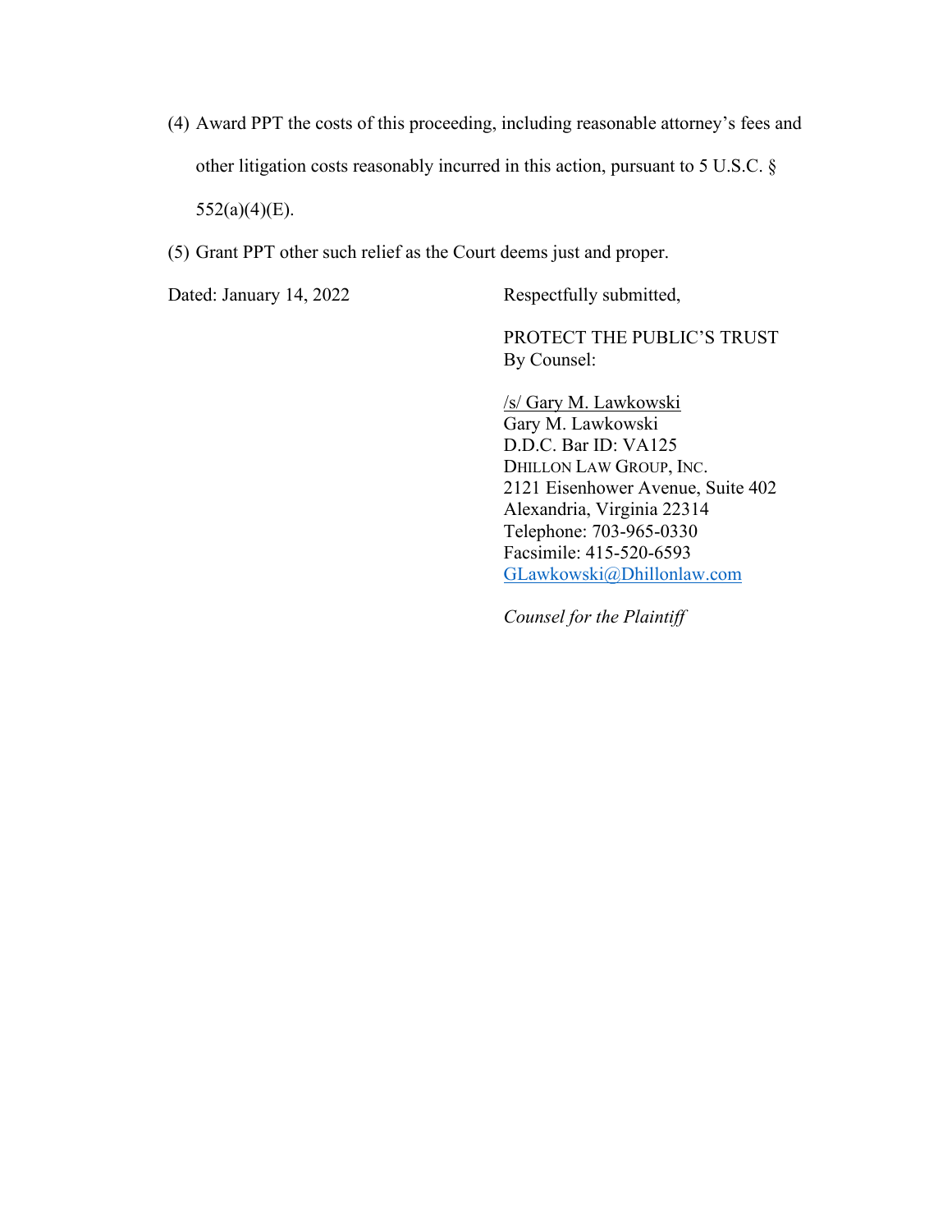(4) Award PPT the costs of this proceeding, including reasonable attorney's fees and other litigation costs reasonably incurred in this action, pursuant to 5 U.S.C. § 552(a)(4)(E).

(5) Grant PPT other such relief as the Court deems just and proper.

Dated: January 14, 2022

Respectfully submitted,

PROTECT THE PUBLIC'S TRUST
By Counsel:

/s/ Gary M. Lawkowski
Gary M. Lawkowski
D.D.C. Bar ID: VA125
DHILLON LAW GROUP, INC.
2121 Eisenhower Avenue, Suite 402
Alexandria, Virginia 22314
Telephone: 703-965-0330
Facsimile: 415-520-6593
GLawkowski@Dhillonlaw.com

*Counsel for the Plaintiff*